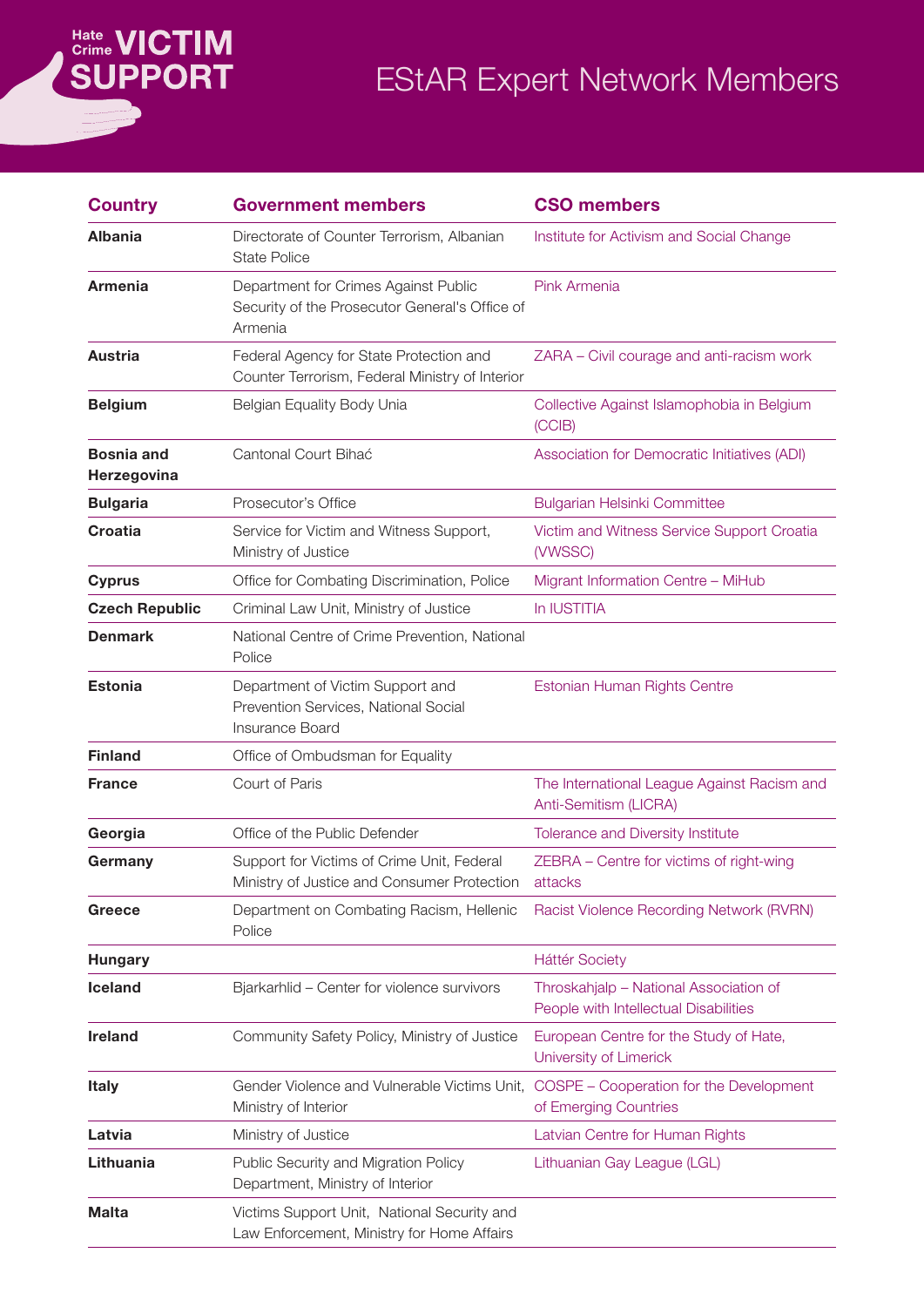Hate Crime **VICTIM SUPPORT**

# EStAR Expert Network Members

| Country | Government members | CSO members |
|---|---|---|
| **Albania** | Directorate of Counter Terrorism, Albanian State Police | Institute for Activism and Social Change |
| **Armenia** | Department for Crimes Against Public Security of the Prosecutor General's Office of Armenia | Pink Armenia |
| **Austria** | Federal Agency for State Protection and Counter Terrorism, Federal Ministry of Interior | ZARA – Civil courage and anti-racism work |
| **Belgium** | Belgian Equality Body Unia | Collective Against Islamophobia in Belgium (CCIB) |
| **Bosnia and Herzegovina** | Cantonal Court Bihać | Association for Democratic Initiatives (ADI) |
| **Bulgaria** | Prosecutor's Office | Bulgarian Helsinki Committee |
| **Croatia** | Service for Victim and Witness Support, Ministry of Justice | Victim and Witness Service Support Croatia (VWSSC) |
| **Cyprus** | Office for Combating Discrimination, Police | Migrant Information Centre – MiHub |
| **Czech Republic** | Criminal Law Unit, Ministry of Justice | In IUSTITIA |
| **Denmark** | National Centre of Crime Prevention, National Police | |
| **Estonia** | Department of Victim Support and Prevention Services, National Social Insurance Board | Estonian Human Rights Centre |
| **Finland** | Office of Ombudsman for Equality | |
| **France** | Court of Paris | The International League Against Racism and Anti-Semitism (LICRA) |
| **Georgia** | Office of the Public Defender | Tolerance and Diversity Institute |
| **Germany** | Support for Victims of Crime Unit, Federal Ministry of Justice and Consumer Protection | ZEBRA – Centre for victims of right-wing attacks |
| **Greece** | Department on Combating Racism, Hellenic Police | Racist Violence Recording Network (RVRN) |
| **Hungary** | | Háttér Society |
| **Iceland** | Bjarkarhlid – Center for violence survivors | Throskahjalp – National Association of People with Intellectual Disabilities |
| **Ireland** | Community Safety Policy, Ministry of Justice | European Centre for the Study of Hate, University of Limerick |
| **Italy** | Gender Violence and Vulnerable Victims Unit, Ministry of Interior | COSPE – Cooperation for the Development of Emerging Countries |
| **Latvia** | Ministry of Justice | Latvian Centre for Human Rights |
| **Lithuania** | Public Security and Migration Policy Department, Ministry of Interior | Lithuanian Gay League (LGL) |
| **Malta** | Victims Support Unit, National Security and Law Enforcement, Ministry for Home Affairs | |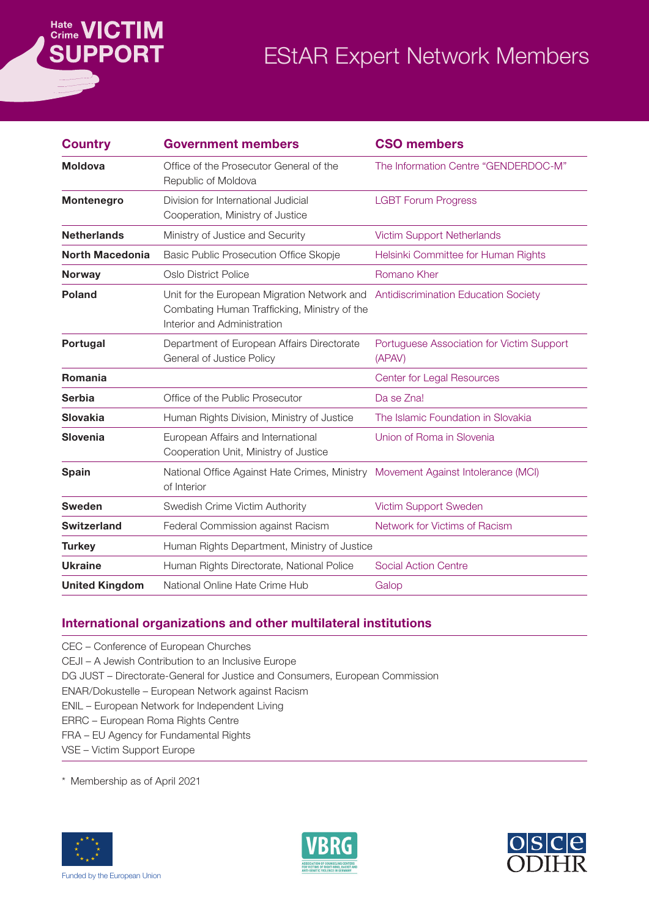# EStAR Expert Network Members

| Country | Government members | CSO members |
|---|---|---|
| **Moldova** | Office of the Prosecutor General of the Republic of Moldova | The Information Centre "GENDERDOC-M" |
| **Montenegro** | Division for International Judicial Cooperation, Ministry of Justice | LGBT Forum Progress |
| **Netherlands** | Ministry of Justice and Security | Victim Support Netherlands |
| **North Macedonia** | Basic Public Prosecution Office Skopje | Helsinki Committee for Human Rights |
| **Norway** | Oslo District Police | Romano Kher |
| **Poland** | Unit for the European Migration Network and Combating Human Trafficking, Ministry of the Interior and Administration | Antidiscrimination Education Society |
| **Portugal** | Department of European Affairs Directorate General of Justice Policy | Portuguese Association for Victim Support (APAV) |
| **Romania** | | Center for Legal Resources |
| **Serbia** | Office of the Public Prosecutor | Da se Zna! |
| **Slovakia** | Human Rights Division, Ministry of Justice | The Islamic Foundation in Slovakia |
| **Slovenia** | European Affairs and International Cooperation Unit, Ministry of Justice | Union of Roma in Slovenia |
| **Spain** | National Office Against Hate Crimes, Ministry of Interior | Movement Against Intolerance (MCI) |
| **Sweden** | Swedish Crime Victim Authority | Victim Support Sweden |
| **Switzerland** | Federal Commission against Racism | Network for Victims of Racism |
| **Turkey** | Human Rights Department, Ministry of Justice | |
| **Ukraine** | Human Rights Directorate, National Police | Social Action Centre |
| **United Kingdom** | National Online Hate Crime Hub | Galop |

## International organizations and other multilateral institutions

CEC – Conference of European Churches
CEJI – A Jewish Contribution to an Inclusive Europe
DG JUST – Directorate-General for Justice and Consumers, European Commission
ENAR/Dokustelle – European Network against Racism
ENIL – European Network for Independent Living
ERRC – European Roma Rights Centre
FRA – EU Agency for Fundamental Rights
VSE – Victim Support Europe

* Membership as of April 2021

Funded by the European Union